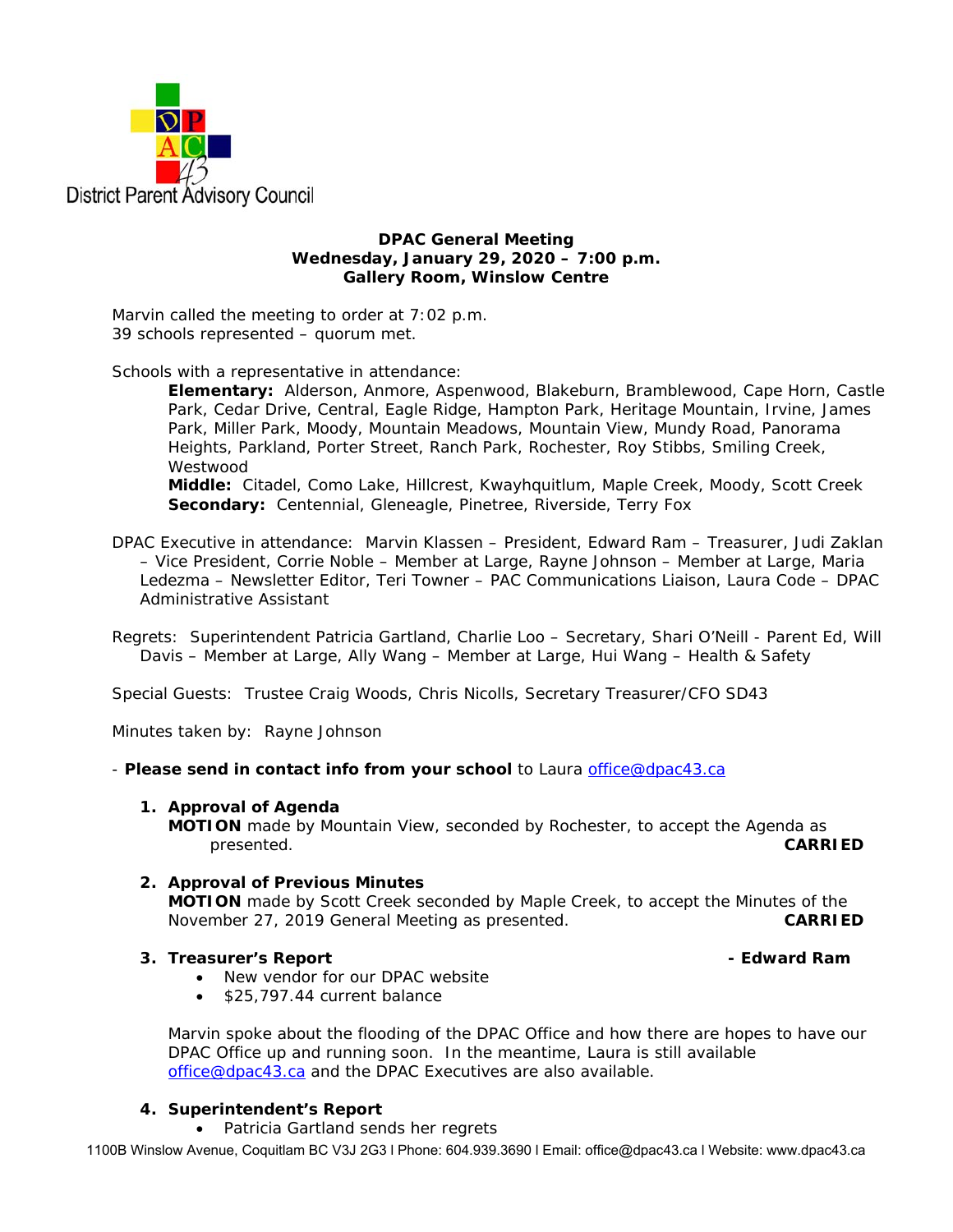District Parent Advisory Council

**DPAC General Meeting**
**Wednesday, January 29, 2020 – 7:00 p.m.**
**Gallery Room, Winslow Centre**

Marvin called the meeting to order at 7:02 p.m.
39 schools represented – quorum met.

Schools with a representative in attendance:

**Elementary:** Alderson, Anmore, Aspenwood, Blakeburn, Bramblewood, Cape Horn, Castle Park, Cedar Drive, Central, Eagle Ridge, Hampton Park, Heritage Mountain, Irvine, James Park, Miller Park, Moody, Mountain Meadows, Mountain View, Mundy Road, Panorama Heights, Parkland, Porter Street, Ranch Park, Rochester, Roy Stibbs, Smiling Creek, Westwood
**Middle:** Citadel, Como Lake, Hillcrest, Kwayhquitlum, Maple Creek, Moody, Scott Creek
**Secondary:** Centennial, Gleneagle, Pinetree, Riverside, Terry Fox

DPAC Executive in attendance: Marvin Klassen – President, Edward Ram – Treasurer, Judi Zaklan – Vice President, Corrie Noble – Member at Large, Rayne Johnson – Member at Large, Maria Ledezma – Newsletter Editor, Teri Towner – PAC Communications Liaison, Laura Code – DPAC Administrative Assistant

Regrets: Superintendent Patricia Gartland, Charlie Loo – Secretary, Shari O'Neill - Parent Ed, Will Davis – Member at Large, Ally Wang – Member at Large, Hui Wang – Health & Safety

Special Guests: Trustee Craig Woods, Chris Nicolls, Secretary Treasurer/CFO SD43

Minutes taken by: Rayne Johnson

- **Please send in contact info from your school** to Laura office@dpac43.ca

1. **Approval of Agenda**
   **MOTION** made by Mountain View, seconded by Rochester, to accept the Agenda as presented. **CARRIED**

2. **Approval of Previous Minutes**
   **MOTION** made by Scott Creek seconded by Maple Creek, to accept the Minutes of the November 27, 2019 General Meeting as presented. **CARRIED**

3. **Treasurer's Report** **- Edward Ram**
   - New vendor for our DPAC website
   - $25,797.44 current balance

   Marvin spoke about the flooding of the DPAC Office and how there are hopes to have our DPAC Office up and running soon. In the meantime, Laura is still available office@dpac43.ca and the DPAC Executives are also available.

4. **Superintendent's Report**
   - Patricia Gartland sends her regrets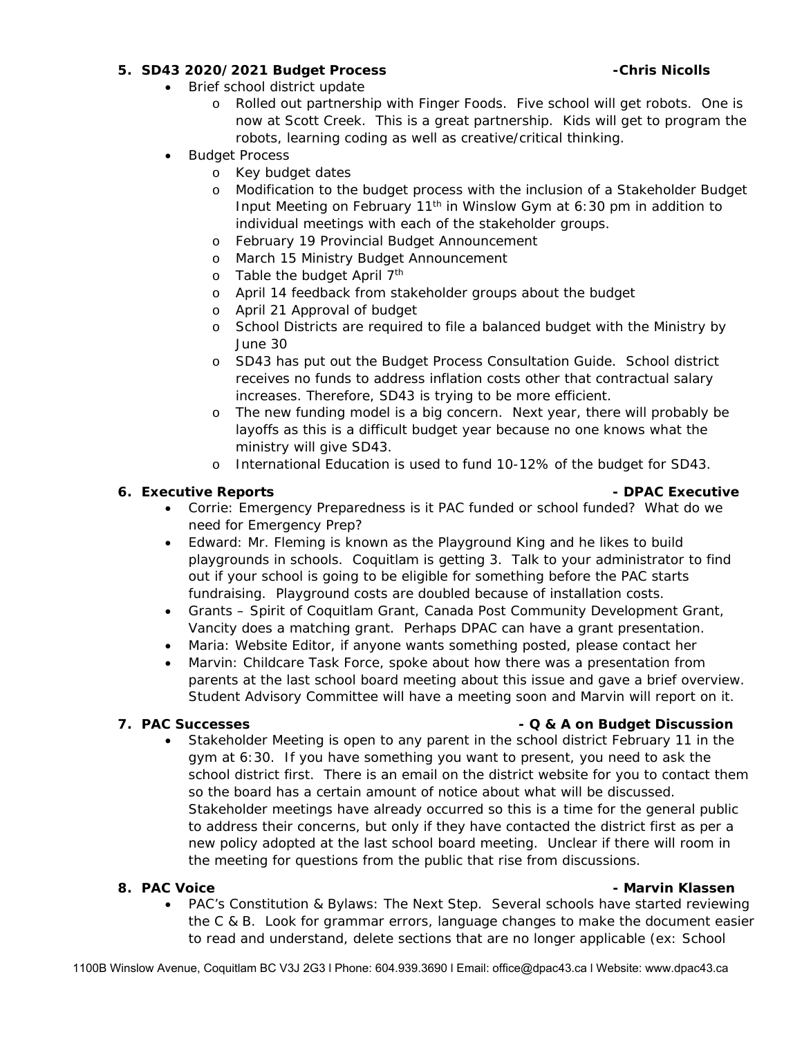## 5. SD43 2020/2021 Budget Process -Chris Nicolls

- Brief school district update
  - Rolled out partnership with Finger Foods. Five school will get robots. One is now at Scott Creek. This is a great partnership. Kids will get to program the robots, learning coding as well as creative/critical thinking.
- Budget Process
  - Key budget dates
  - Modification to the budget process with the inclusion of a Stakeholder Budget Input Meeting on February 11th in Winslow Gym at 6:30 pm in addition to individual meetings with each of the stakeholder groups.
  - February 19 Provincial Budget Announcement
  - March 15 Ministry Budget Announcement
  - Table the budget April 7th
  - April 14 feedback from stakeholder groups about the budget
  - April 21 Approval of budget
  - School Districts are required to file a balanced budget with the Ministry by June 30
  - SD43 has put out the Budget Process Consultation Guide. School district receives no funds to address inflation costs other that contractual salary increases. Therefore, SD43 is trying to be more efficient.
  - The new funding model is a big concern. Next year, there will probably be layoffs as this is a difficult budget year because no one knows what the ministry will give SD43.
  - International Education is used to fund 10-12% of the budget for SD43.

## 6. Executive Reports - DPAC Executive

- Corrie: Emergency Preparedness is it PAC funded or school funded? What do we need for Emergency Prep?
- Edward: Mr. Fleming is known as the Playground King and he likes to build playgrounds in schools. Coquitlam is getting 3. Talk to your administrator to find out if your school is going to be eligible for something before the PAC starts fundraising. Playground costs are doubled because of installation costs.
- Grants – Spirit of Coquitlam Grant, Canada Post Community Development Grant, Vancity does a matching grant. Perhaps DPAC can have a grant presentation.
- Maria: Website Editor, if anyone wants something posted, please contact her
- Marvin: Childcare Task Force, spoke about how there was a presentation from parents at the last school board meeting about this issue and gave a brief overview. Student Advisory Committee will have a meeting soon and Marvin will report on it.

## 7. PAC Successes - Q & A on Budget Discussion

- Stakeholder Meeting is open to any parent in the school district February 11 in the gym at 6:30. If you have something you want to present, you need to ask the school district first. There is an email on the district website for you to contact them so the board has a certain amount of notice about what will be discussed. Stakeholder meetings have already occurred so this is a time for the general public to address their concerns, but only if they have contacted the district first as per a new policy adopted at the last school board meeting. Unclear if there will room in the meeting for questions from the public that rise from discussions.

## 8. PAC Voice - Marvin Klassen

- PAC's Constitution & Bylaws: The Next Step. Several schools have started reviewing the C & B. Look for grammar errors, language changes to make the document easier to read and understand, delete sections that are no longer applicable (ex: School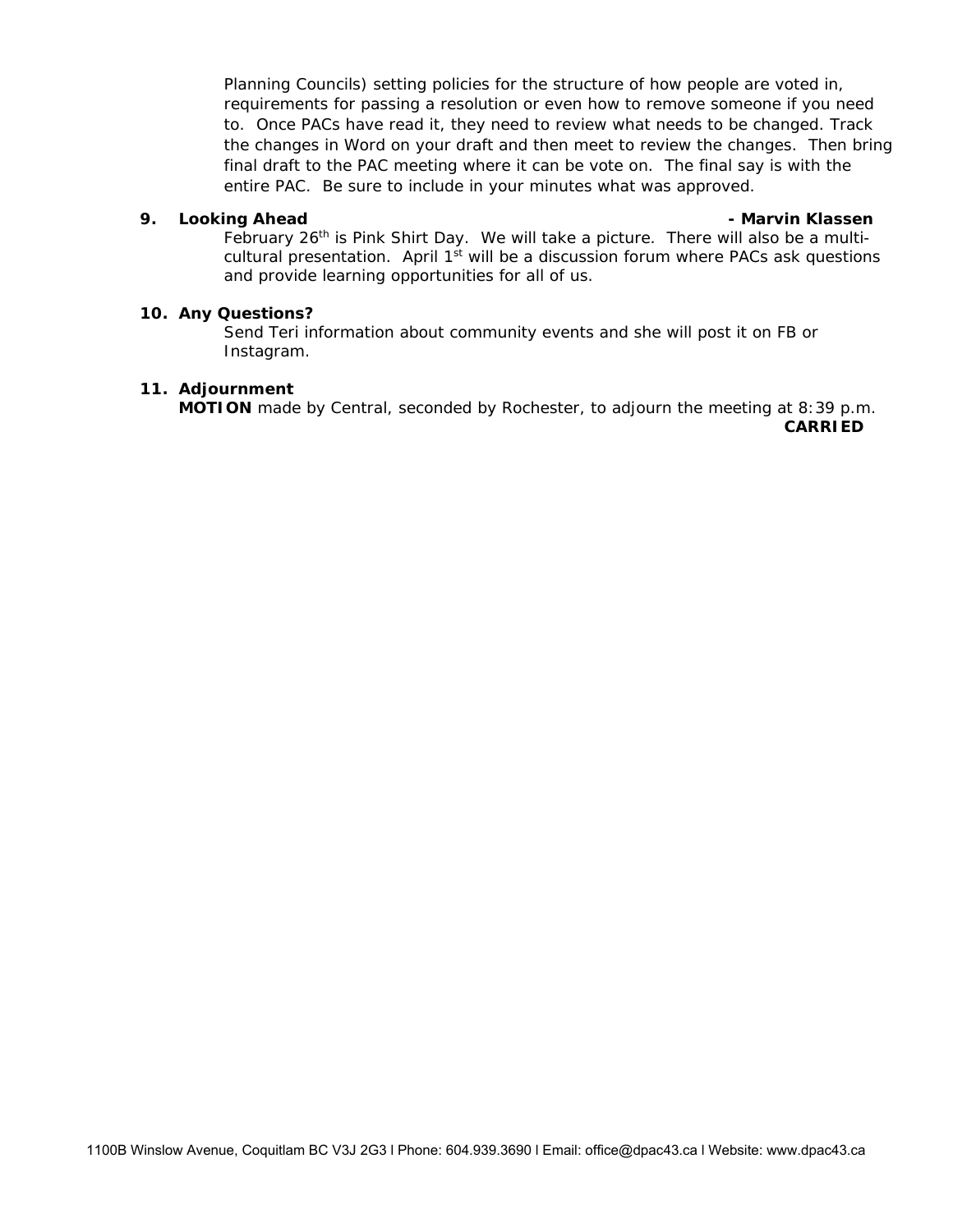Planning Councils) setting policies for the structure of how people are voted in, requirements for passing a resolution or even how to remove someone if you need to. Once PACs have read it, they need to review what needs to be changed. Track the changes in Word on your draft and then meet to review the changes. Then bring final draft to the PAC meeting where it can be vote on. The final say is with the entire PAC. Be sure to include in your minutes what was approved.

**9. Looking Ahead** **- Marvin Klassen**

February 26th is Pink Shirt Day. We will take a picture. There will also be a multi-cultural presentation. April 1st will be a discussion forum where PACs ask questions and provide learning opportunities for all of us.

**10. Any Questions?**

Send Teri information about community events and she will post it on FB or Instagram.

**11. Adjournment**

**MOTION** made by Central, seconded by Rochester, to adjourn the meeting at 8:39 p.m.

**CARRIED**